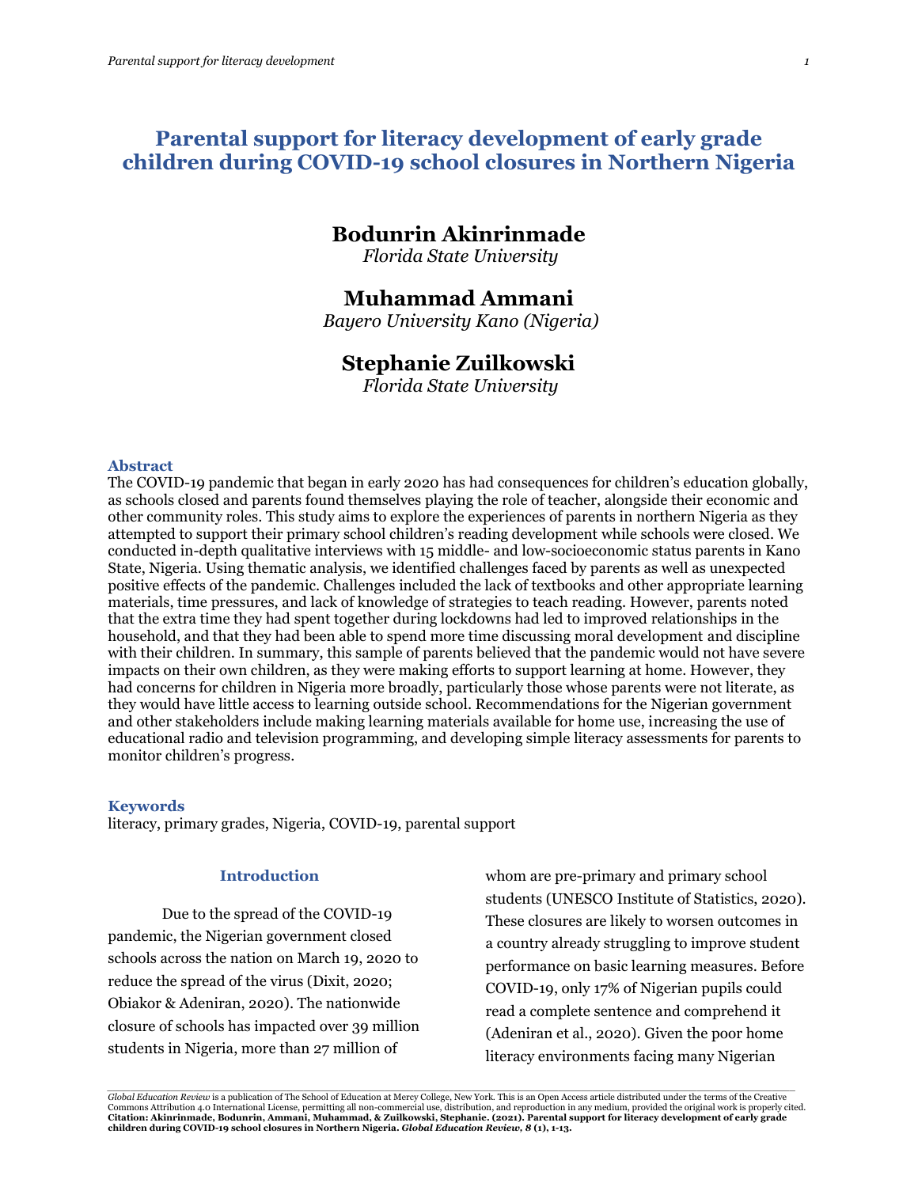# Parental support for literacy development of early grade children during COVID-19 school closures in Northern Nigeria

**Bodunrin Akinrinmade**
*Florida State University*

**Muhammad Ammani**
*Bayero University Kano (Nigeria)*

**Stephanie Zuilkowski**
*Florida State University*

## Abstract

The COVID-19 pandemic that began in early 2020 has had consequences for children's education globally, as schools closed and parents found themselves playing the role of teacher, alongside their economic and other community roles. This study aims to explore the experiences of parents in northern Nigeria as they attempted to support their primary school children's reading development while schools were closed. We conducted in-depth qualitative interviews with 15 middle- and low-socioeconomic status parents in Kano State, Nigeria. Using thematic analysis, we identified challenges faced by parents as well as unexpected positive effects of the pandemic. Challenges included the lack of textbooks and other appropriate learning materials, time pressures, and lack of knowledge of strategies to teach reading. However, parents noted that the extra time they had spent together during lockdowns had led to improved relationships in the household, and that they had been able to spend more time discussing moral development and discipline with their children. In summary, this sample of parents believed that the pandemic would not have severe impacts on their own children, as they were making efforts to support learning at home. However, they had concerns for children in Nigeria more broadly, particularly those whose parents were not literate, as they would have little access to learning outside school. Recommendations for the Nigerian government and other stakeholders include making learning materials available for home use, increasing the use of educational radio and television programming, and developing simple literacy assessments for parents to monitor children's progress.

## Keywords

literacy, primary grades, Nigeria, COVID-19, parental support

## Introduction

Due to the spread of the COVID-19 pandemic, the Nigerian government closed schools across the nation on March 19, 2020 to reduce the spread of the virus (Dixit, 2020; Obiakor & Adeniran, 2020). The nationwide closure of schools has impacted over 39 million students in Nigeria, more than 27 million of whom are pre-primary and primary school students (UNESCO Institute of Statistics, 2020). These closures are likely to worsen outcomes in a country already struggling to improve student performance on basic learning measures. Before COVID-19, only 17% of Nigerian pupils could read a complete sentence and comprehend it (Adeniran et al., 2020). Given the poor home literacy environments facing many Nigerian

*Global Education Review* is a publication of The School of Education at Mercy College, New York. This is an Open Access article distributed under the terms of the Creative Commons Attribution 4.0 International License, permitting all non-commercial use, distribution, and reproduction in any medium, provided the original work is properly cited.
**Citation: Akinrinmade, Bodunrin, Ammani, Muhammad, & Zuilkowski, Stephanie. (2021). Parental support for literacy development of early grade children during COVID-19 school closures in Northern Nigeria. *Global Education Review, 8* (1), 1-13.**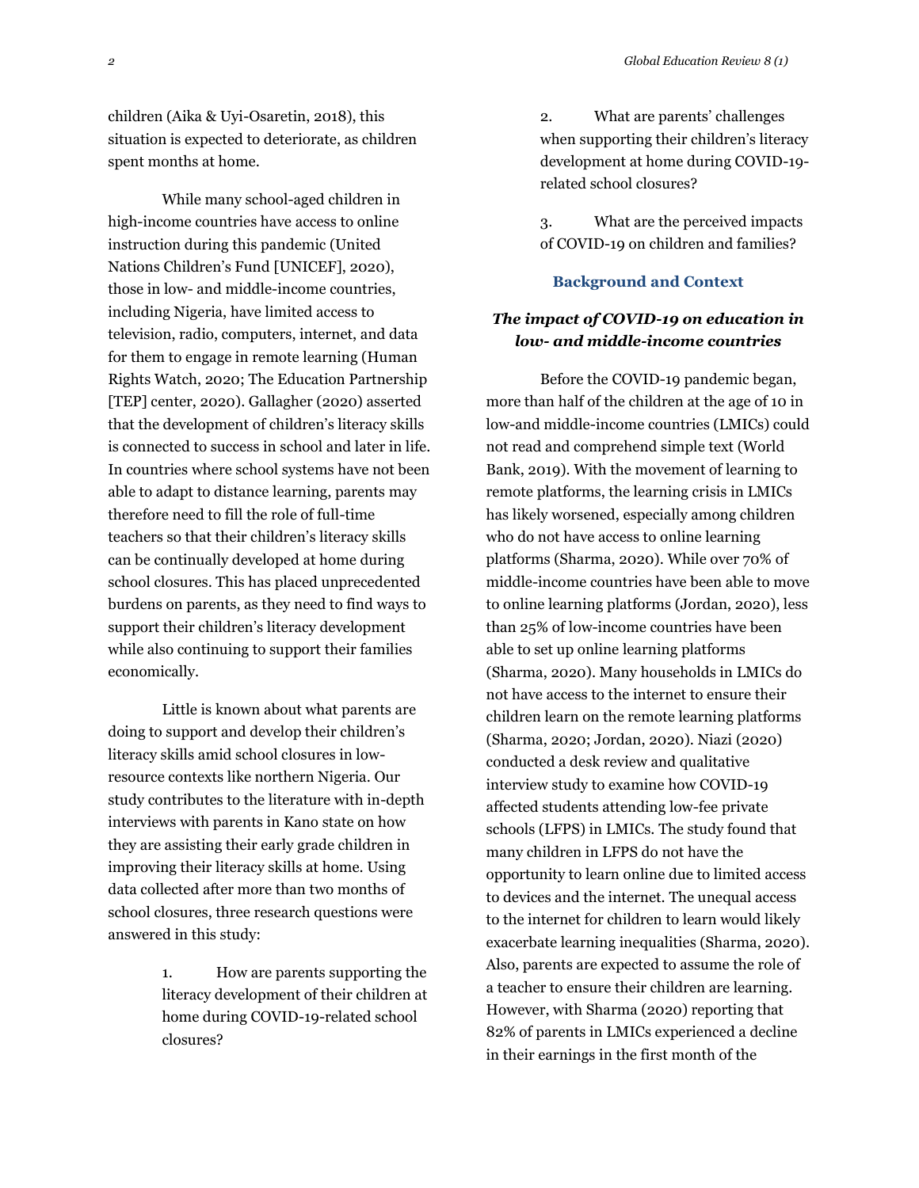children (Aika & Uyi-Osaretin, 2018), this situation is expected to deteriorate, as children spent months at home.

While many school-aged children in high-income countries have access to online instruction during this pandemic (United Nations Children's Fund [UNICEF], 2020), those in low- and middle-income countries, including Nigeria, have limited access to television, radio, computers, internet, and data for them to engage in remote learning (Human Rights Watch, 2020; The Education Partnership [TEP] center, 2020). Gallagher (2020) asserted that the development of children's literacy skills is connected to success in school and later in life. In countries where school systems have not been able to adapt to distance learning, parents may therefore need to fill the role of full-time teachers so that their children's literacy skills can be continually developed at home during school closures. This has placed unprecedented burdens on parents, as they need to find ways to support their children's literacy development while also continuing to support their families economically.

Little is known about what parents are doing to support and develop their children's literacy skills amid school closures in low-resource contexts like northern Nigeria. Our study contributes to the literature with in-depth interviews with parents in Kano state on how they are assisting their early grade children in improving their literacy skills at home. Using data collected after more than two months of school closures, three research questions were answered in this study:

1. How are parents supporting the literacy development of their children at home during COVID-19-related school closures?
2. What are parents' challenges when supporting their children's literacy development at home during COVID-19-related school closures?
3. What are the perceived impacts of COVID-19 on children and families?

## Background and Context

### *The impact of COVID-19 on education in low- and middle-income countries*

Before the COVID-19 pandemic began, more than half of the children at the age of 10 in low-and middle-income countries (LMICs) could not read and comprehend simple text (World Bank, 2019). With the movement of learning to remote platforms, the learning crisis in LMICs has likely worsened, especially among children who do not have access to online learning platforms (Sharma, 2020). While over 70% of middle-income countries have been able to move to online learning platforms (Jordan, 2020), less than 25% of low-income countries have been able to set up online learning platforms (Sharma, 2020). Many households in LMICs do not have access to the internet to ensure their children learn on the remote learning platforms (Sharma, 2020; Jordan, 2020). Niazi (2020) conducted a desk review and qualitative interview study to examine how COVID-19 affected students attending low-fee private schools (LFPS) in LMICs. The study found that many children in LFPS do not have the opportunity to learn online due to limited access to devices and the internet. The unequal access to the internet for children to learn would likely exacerbate learning inequalities (Sharma, 2020). Also, parents are expected to assume the role of a teacher to ensure their children are learning. However, with Sharma (2020) reporting that 82% of parents in LMICs experienced a decline in their earnings in the first month of the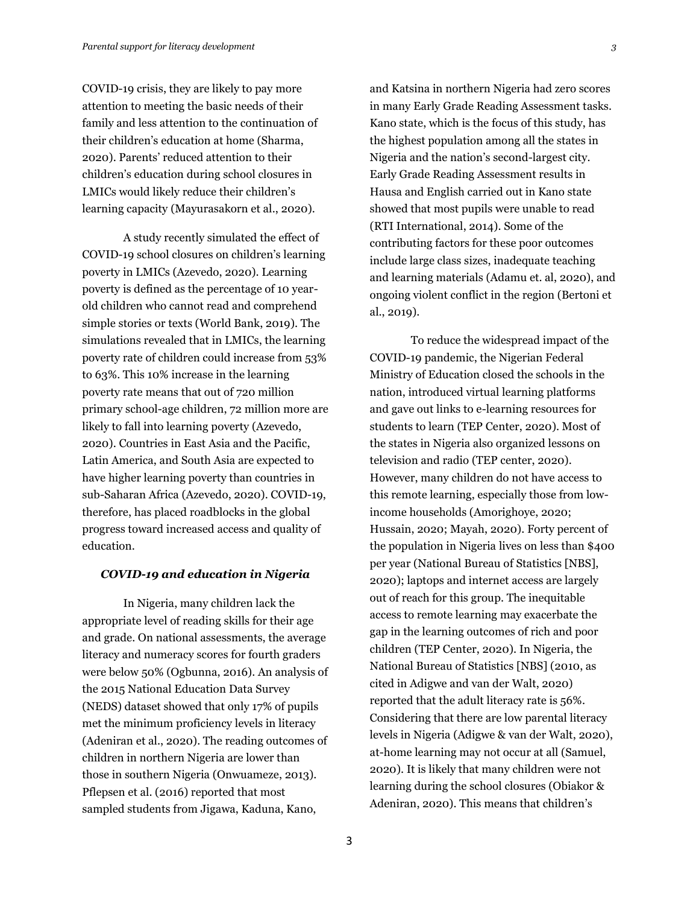COVID-19 crisis, they are likely to pay more attention to meeting the basic needs of their family and less attention to the continuation of their children's education at home (Sharma, 2020). Parents' reduced attention to their children's education during school closures in LMICs would likely reduce their children's learning capacity (Mayurasakorn et al., 2020).

A study recently simulated the effect of COVID-19 school closures on children's learning poverty in LMICs (Azevedo, 2020). Learning poverty is defined as the percentage of 10 year-old children who cannot read and comprehend simple stories or texts (World Bank, 2019). The simulations revealed that in LMICs, the learning poverty rate of children could increase from 53% to 63%. This 10% increase in the learning poverty rate means that out of 720 million primary school-age children, 72 million more are likely to fall into learning poverty (Azevedo, 2020). Countries in East Asia and the Pacific, Latin America, and South Asia are expected to have higher learning poverty than countries in sub-Saharan Africa (Azevedo, 2020). COVID-19, therefore, has placed roadblocks in the global progress toward increased access and quality of education.

### *COVID-19 and education in Nigeria*

In Nigeria, many children lack the appropriate level of reading skills for their age and grade. On national assessments, the average literacy and numeracy scores for fourth graders were below 50% (Ogbunna, 2016). An analysis of the 2015 National Education Data Survey (NEDS) dataset showed that only 17% of pupils met the minimum proficiency levels in literacy (Adeniran et al., 2020). The reading outcomes of children in northern Nigeria are lower than those in southern Nigeria (Onwuameze, 2013). Pflepsen et al. (2016) reported that most sampled students from Jigawa, Kaduna, Kano, and Katsina in northern Nigeria had zero scores in many Early Grade Reading Assessment tasks. Kano state, which is the focus of this study, has the highest population among all the states in Nigeria and the nation's second-largest city. Early Grade Reading Assessment results in Hausa and English carried out in Kano state showed that most pupils were unable to read (RTI International, 2014). Some of the contributing factors for these poor outcomes include large class sizes, inadequate teaching and learning materials (Adamu et. al, 2020), and ongoing violent conflict in the region (Bertoni et al., 2019).

To reduce the widespread impact of the COVID-19 pandemic, the Nigerian Federal Ministry of Education closed the schools in the nation, introduced virtual learning platforms and gave out links to e-learning resources for students to learn (TEP Center, 2020). Most of the states in Nigeria also organized lessons on television and radio (TEP center, 2020). However, many children do not have access to this remote learning, especially those from low-income households (Amorighoye, 2020; Hussain, 2020; Mayah, 2020). Forty percent of the population in Nigeria lives on less than $400 per year (National Bureau of Statistics [NBS], 2020); laptops and internet access are largely out of reach for this group. The inequitable access to remote learning may exacerbate the gap in the learning outcomes of rich and poor children (TEP Center, 2020). In Nigeria, the National Bureau of Statistics [NBS] (2010, as cited in Adigwe and van der Walt, 2020) reported that the adult literacy rate is 56%. Considering that there are low parental literacy levels in Nigeria (Adigwe & van der Walt, 2020), at-home learning may not occur at all (Samuel, 2020). It is likely that many children were not learning during the school closures (Obiakor & Adeniran, 2020). This means that children's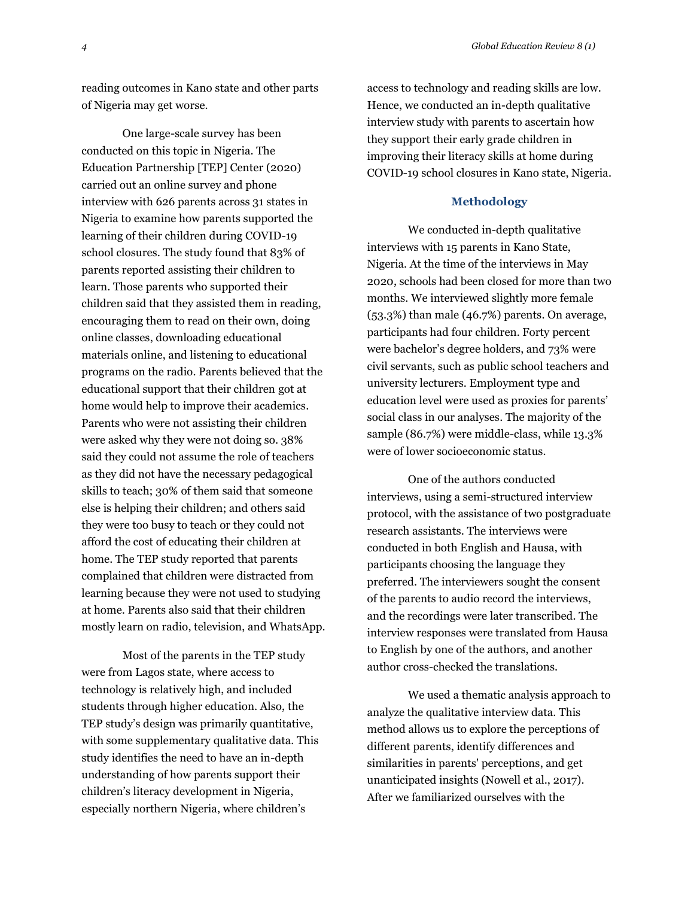reading outcomes in Kano state and other parts of Nigeria may get worse.

One large-scale survey has been conducted on this topic in Nigeria. The Education Partnership [TEP] Center (2020) carried out an online survey and phone interview with 626 parents across 31 states in Nigeria to examine how parents supported the learning of their children during COVID-19 school closures. The study found that 83% of parents reported assisting their children to learn. Those parents who supported their children said that they assisted them in reading, encouraging them to read on their own, doing online classes, downloading educational materials online, and listening to educational programs on the radio. Parents believed that the educational support that their children got at home would help to improve their academics. Parents who were not assisting their children were asked why they were not doing so. 38% said they could not assume the role of teachers as they did not have the necessary pedagogical skills to teach; 30% of them said that someone else is helping their children; and others said they were too busy to teach or they could not afford the cost of educating their children at home. The TEP study reported that parents complained that children were distracted from learning because they were not used to studying at home. Parents also said that their children mostly learn on radio, television, and WhatsApp.

Most of the parents in the TEP study were from Lagos state, where access to technology is relatively high, and included students through higher education. Also, the TEP study's design was primarily quantitative, with some supplementary qualitative data. This study identifies the need to have an in-depth understanding of how parents support their children's literacy development in Nigeria, especially northern Nigeria, where children's access to technology and reading skills are low. Hence, we conducted an in-depth qualitative interview study with parents to ascertain how they support their early grade children in improving their literacy skills at home during COVID-19 school closures in Kano state, Nigeria.

## Methodology

We conducted in-depth qualitative interviews with 15 parents in Kano State, Nigeria. At the time of the interviews in May 2020, schools had been closed for more than two months. We interviewed slightly more female (53.3%) than male (46.7%) parents. On average, participants had four children. Forty percent were bachelor's degree holders, and 73% were civil servants, such as public school teachers and university lecturers. Employment type and education level were used as proxies for parents' social class in our analyses. The majority of the sample (86.7%) were middle-class, while 13.3% were of lower socioeconomic status.

One of the authors conducted interviews, using a semi-structured interview protocol, with the assistance of two postgraduate research assistants. The interviews were conducted in both English and Hausa, with participants choosing the language they preferred. The interviewers sought the consent of the parents to audio record the interviews, and the recordings were later transcribed. The interview responses were translated from Hausa to English by one of the authors, and another author cross-checked the translations.

We used a thematic analysis approach to analyze the qualitative interview data. This method allows us to explore the perceptions of different parents, identify differences and similarities in parents' perceptions, and get unanticipated insights (Nowell et al., 2017). After we familiarized ourselves with the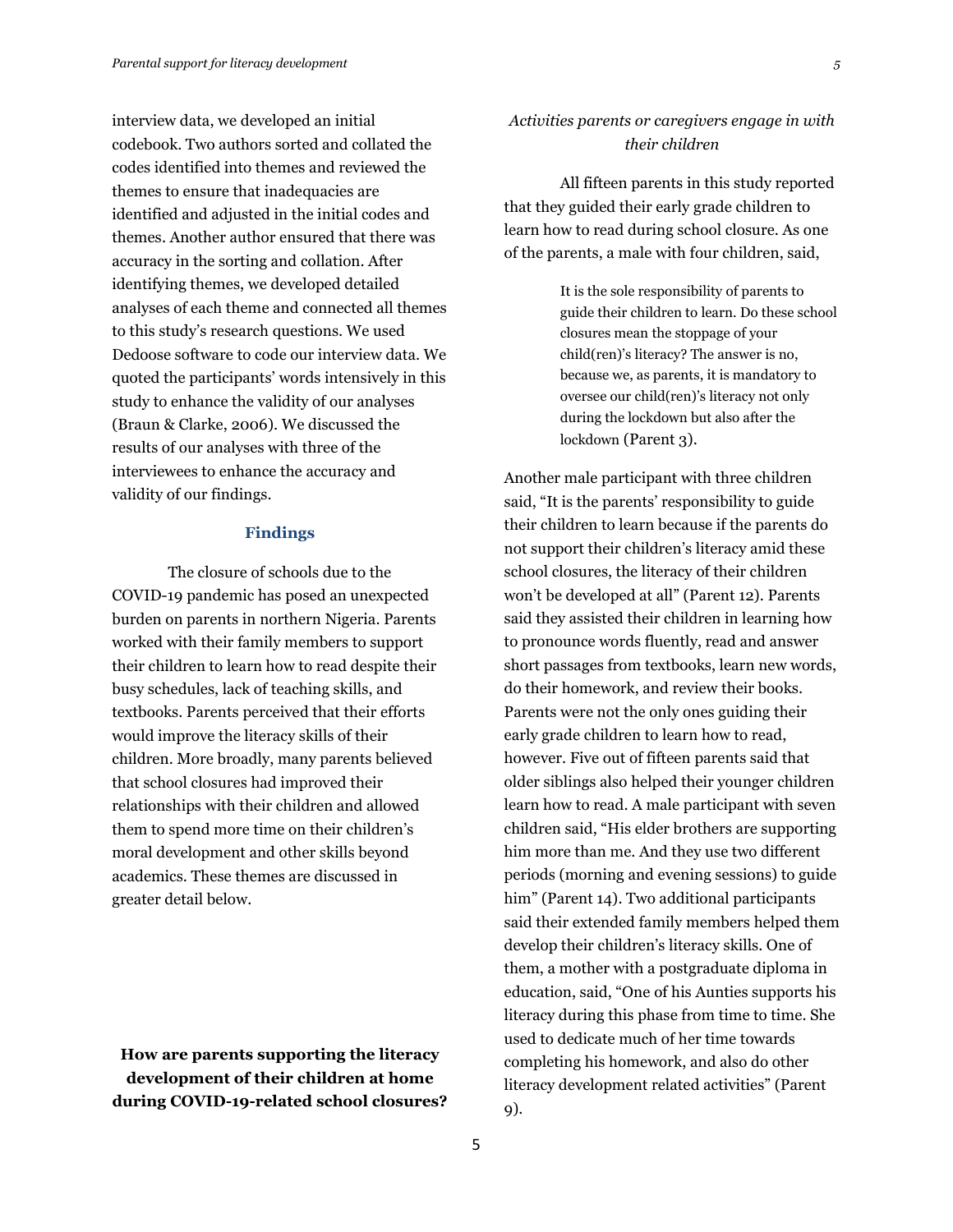interview data, we developed an initial codebook. Two authors sorted and collated the codes identified into themes and reviewed the themes to ensure that inadequacies are identified and adjusted in the initial codes and themes. Another author ensured that there was accuracy in the sorting and collation. After identifying themes, we developed detailed analyses of each theme and connected all themes to this study's research questions. We used Dedoose software to code our interview data. We quoted the participants' words intensively in this study to enhance the validity of our analyses (Braun & Clarke, 2006). We discussed the results of our analyses with three of the interviewees to enhance the accuracy and validity of our findings.

## Findings

The closure of schools due to the COVID-19 pandemic has posed an unexpected burden on parents in northern Nigeria. Parents worked with their family members to support their children to learn how to read despite their busy schedules, lack of teaching skills, and textbooks. Parents perceived that their efforts would improve the literacy skills of their children. More broadly, many parents believed that school closures had improved their relationships with their children and allowed them to spend more time on their children's moral development and other skills beyond academics. These themes are discussed in greater detail below.

### How are parents supporting the literacy development of their children at home during COVID-19-related school closures?

#### *Activities parents or caregivers engage in with their children*

All fifteen parents in this study reported that they guided their early grade children to learn how to read during school closure. As one of the parents, a male with four children, said,

> It is the sole responsibility of parents to guide their children to learn. Do these school closures mean the stoppage of your child(ren)'s literacy? The answer is no, because we, as parents, it is mandatory to oversee our child(ren)'s literacy not only during the lockdown but also after the lockdown (Parent 3).

Another male participant with three children said, "It is the parents' responsibility to guide their children to learn because if the parents do not support their children's literacy amid these school closures, the literacy of their children won't be developed at all" (Parent 12). Parents said they assisted their children in learning how to pronounce words fluently, read and answer short passages from textbooks, learn new words, do their homework, and review their books. Parents were not the only ones guiding their early grade children to learn how to read, however. Five out of fifteen parents said that older siblings also helped their younger children learn how to read. A male participant with seven children said, "His elder brothers are supporting him more than me. And they use two different periods (morning and evening sessions) to guide him" (Parent 14). Two additional participants said their extended family members helped them develop their children's literacy skills. One of them, a mother with a postgraduate diploma in education, said, "One of his Aunties supports his literacy during this phase from time to time. She used to dedicate much of her time towards completing his homework, and also do other literacy development related activities" (Parent 9).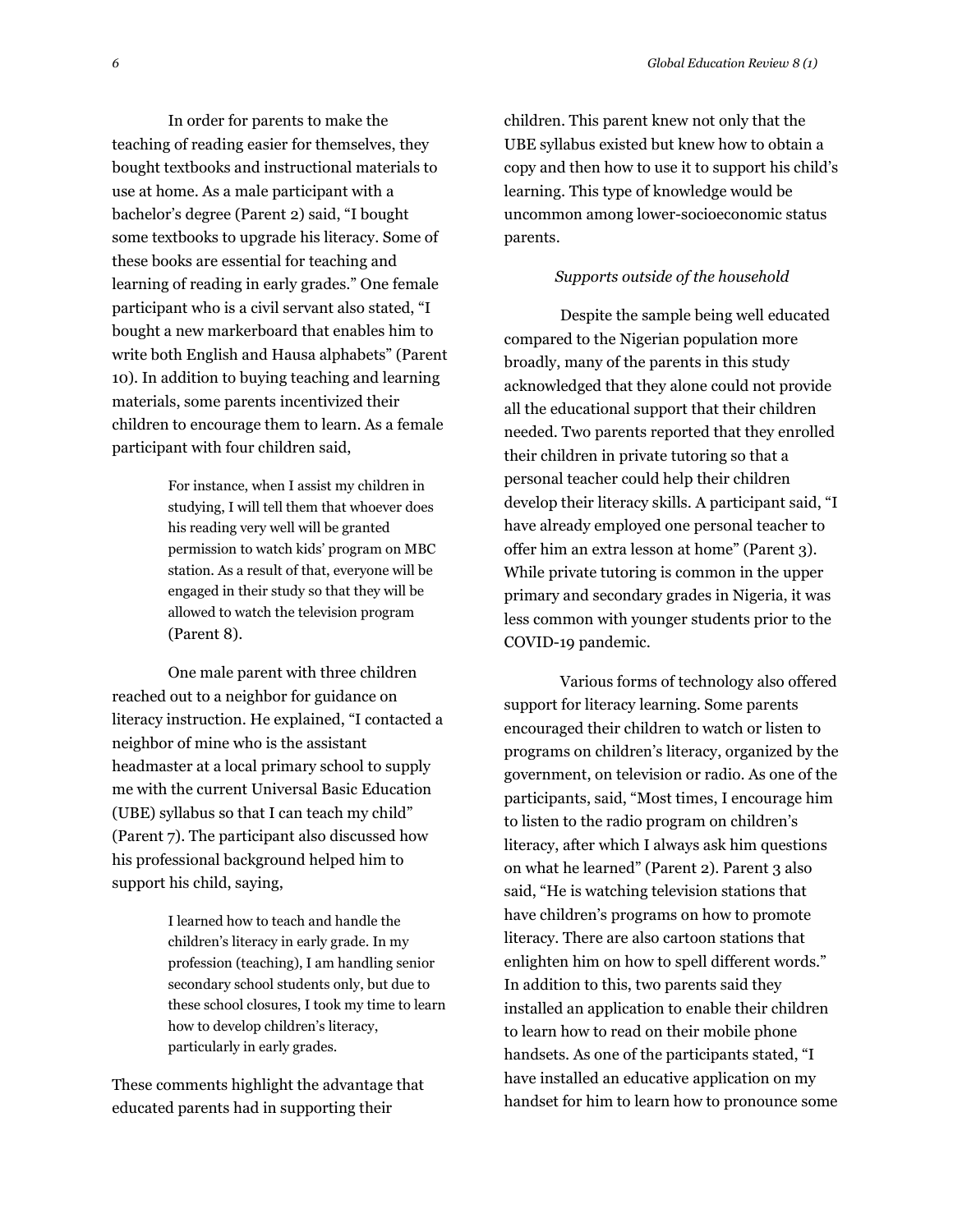In order for parents to make the teaching of reading easier for themselves, they bought textbooks and instructional materials to use at home. As a male participant with a bachelor's degree (Parent 2) said, "I bought some textbooks to upgrade his literacy. Some of these books are essential for teaching and learning of reading in early grades." One female participant who is a civil servant also stated, "I bought a new markerboard that enables him to write both English and Hausa alphabets" (Parent 10). In addition to buying teaching and learning materials, some parents incentivized their children to encourage them to learn. As a female participant with four children said,

> For instance, when I assist my children in studying, I will tell them that whoever does his reading very well will be granted permission to watch kids' program on MBC station. As a result of that, everyone will be engaged in their study so that they will be allowed to watch the television program (Parent 8).

One male parent with three children reached out to a neighbor for guidance on literacy instruction. He explained, "I contacted a neighbor of mine who is the assistant headmaster at a local primary school to supply me with the current Universal Basic Education (UBE) syllabus so that I can teach my child" (Parent 7). The participant also discussed how his professional background helped him to support his child, saying,

> I learned how to teach and handle the children's literacy in early grade. In my profession (teaching), I am handling senior secondary school students only, but due to these school closures, I took my time to learn how to develop children's literacy, particularly in early grades.

These comments highlight the advantage that educated parents had in supporting their children. This parent knew not only that the UBE syllabus existed but knew how to obtain a copy and then how to use it to support his child's learning. This type of knowledge would be uncommon among lower-socioeconomic status parents.

*Supports outside of the household*

Despite the sample being well educated compared to the Nigerian population more broadly, many of the parents in this study acknowledged that they alone could not provide all the educational support that their children needed. Two parents reported that they enrolled their children in private tutoring so that a personal teacher could help their children develop their literacy skills. A participant said, "I have already employed one personal teacher to offer him an extra lesson at home" (Parent 3). While private tutoring is common in the upper primary and secondary grades in Nigeria, it was less common with younger students prior to the COVID-19 pandemic.

Various forms of technology also offered support for literacy learning. Some parents encouraged their children to watch or listen to programs on children's literacy, organized by the government, on television or radio. As one of the participants, said, "Most times, I encourage him to listen to the radio program on children's literacy, after which I always ask him questions on what he learned" (Parent 2). Parent 3 also said, "He is watching television stations that have children's programs on how to promote literacy. There are also cartoon stations that enlighten him on how to spell different words." In addition to this, two parents said they installed an application to enable their children to learn how to read on their mobile phone handsets. As one of the participants stated, "I have installed an educative application on my handset for him to learn how to pronounce some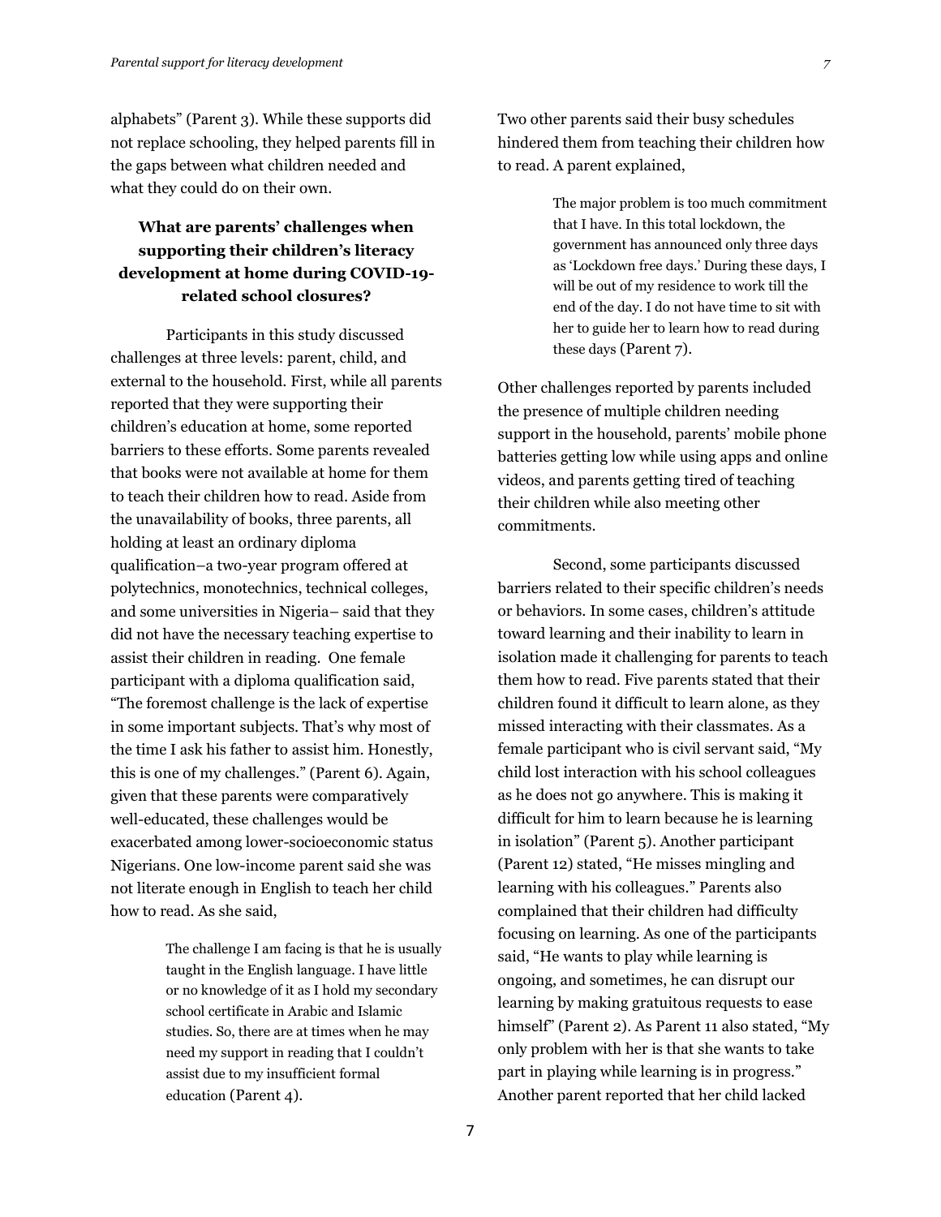alphabets" (Parent 3). While these supports did not replace schooling, they helped parents fill in the gaps between what children needed and what they could do on their own.

### What are parents' challenges when supporting their children's literacy development at home during COVID-19-related school closures?

Participants in this study discussed challenges at three levels: parent, child, and external to the household. First, while all parents reported that they were supporting their children's education at home, some reported barriers to these efforts. Some parents revealed that books were not available at home for them to teach their children how to read. Aside from the unavailability of books, three parents, all holding at least an ordinary diploma qualification–a two-year program offered at polytechnics, monotechnics, technical colleges, and some universities in Nigeria– said that they did not have the necessary teaching expertise to assist their children in reading. One female participant with a diploma qualification said, "The foremost challenge is the lack of expertise in some important subjects. That's why most of the time I ask his father to assist him. Honestly, this is one of my challenges." (Parent 6). Again, given that these parents were comparatively well-educated, these challenges would be exacerbated among lower-socioeconomic status Nigerians. One low-income parent said she was not literate enough in English to teach her child how to read. As she said,

> The challenge I am facing is that he is usually taught in the English language. I have little or no knowledge of it as I hold my secondary school certificate in Arabic and Islamic studies. So, there are at times when he may need my support in reading that I couldn't assist due to my insufficient formal education (Parent 4).

Two other parents said their busy schedules hindered them from teaching their children how to read. A parent explained,

> The major problem is too much commitment that I have. In this total lockdown, the government has announced only three days as 'Lockdown free days.' During these days, I will be out of my residence to work till the end of the day. I do not have time to sit with her to guide her to learn how to read during these days (Parent 7).

Other challenges reported by parents included the presence of multiple children needing support in the household, parents' mobile phone batteries getting low while using apps and online videos, and parents getting tired of teaching their children while also meeting other commitments.

Second, some participants discussed barriers related to their specific children's needs or behaviors. In some cases, children's attitude toward learning and their inability to learn in isolation made it challenging for parents to teach them how to read. Five parents stated that their children found it difficult to learn alone, as they missed interacting with their classmates. As a female participant who is civil servant said, "My child lost interaction with his school colleagues as he does not go anywhere. This is making it difficult for him to learn because he is learning in isolation" (Parent 5). Another participant (Parent 12) stated, "He misses mingling and learning with his colleagues." Parents also complained that their children had difficulty focusing on learning. As one of the participants said, "He wants to play while learning is ongoing, and sometimes, he can disrupt our learning by making gratuitous requests to ease himself" (Parent 2). As Parent 11 also stated, "My only problem with her is that she wants to take part in playing while learning is in progress." Another parent reported that her child lacked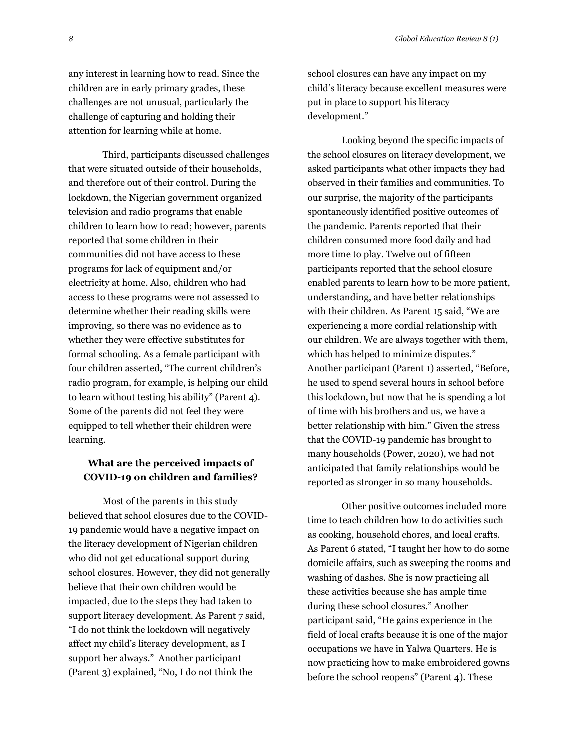any interest in learning how to read. Since the children are in early primary grades, these challenges are not unusual, particularly the challenge of capturing and holding their attention for learning while at home.

Third, participants discussed challenges that were situated outside of their households, and therefore out of their control. During the lockdown, the Nigerian government organized television and radio programs that enable children to learn how to read; however, parents reported that some children in their communities did not have access to these programs for lack of equipment and/or electricity at home. Also, children who had access to these programs were not assessed to determine whether their reading skills were improving, so there was no evidence as to whether they were effective substitutes for formal schooling. As a female participant with four children asserted, "The current children's radio program, for example, is helping our child to learn without testing his ability" (Parent 4). Some of the parents did not feel they were equipped to tell whether their children were learning.

### What are the perceived impacts of COVID-19 on children and families?

Most of the parents in this study believed that school closures due to the COVID-19 pandemic would have a negative impact on the literacy development of Nigerian children who did not get educational support during school closures. However, they did not generally believe that their own children would be impacted, due to the steps they had taken to support literacy development. As Parent 7 said, "I do not think the lockdown will negatively affect my child's literacy development, as I support her always." Another participant (Parent 3) explained, "No, I do not think the school closures can have any impact on my child's literacy because excellent measures were put in place to support his literacy development."

Looking beyond the specific impacts of the school closures on literacy development, we asked participants what other impacts they had observed in their families and communities. To our surprise, the majority of the participants spontaneously identified positive outcomes of the pandemic. Parents reported that their children consumed more food daily and had more time to play. Twelve out of fifteen participants reported that the school closure enabled parents to learn how to be more patient, understanding, and have better relationships with their children. As Parent 15 said, "We are experiencing a more cordial relationship with our children. We are always together with them, which has helped to minimize disputes." Another participant (Parent 1) asserted, "Before, he used to spend several hours in school before this lockdown, but now that he is spending a lot of time with his brothers and us, we have a better relationship with him." Given the stress that the COVID-19 pandemic has brought to many households (Power, 2020), we had not anticipated that family relationships would be reported as stronger in so many households.

Other positive outcomes included more time to teach children how to do activities such as cooking, household chores, and local crafts. As Parent 6 stated, "I taught her how to do some domicile affairs, such as sweeping the rooms and washing of dashes. She is now practicing all these activities because she has ample time during these school closures." Another participant said, "He gains experience in the field of local crafts because it is one of the major occupations we have in Yalwa Quarters. He is now practicing how to make embroidered gowns before the school reopens" (Parent 4). These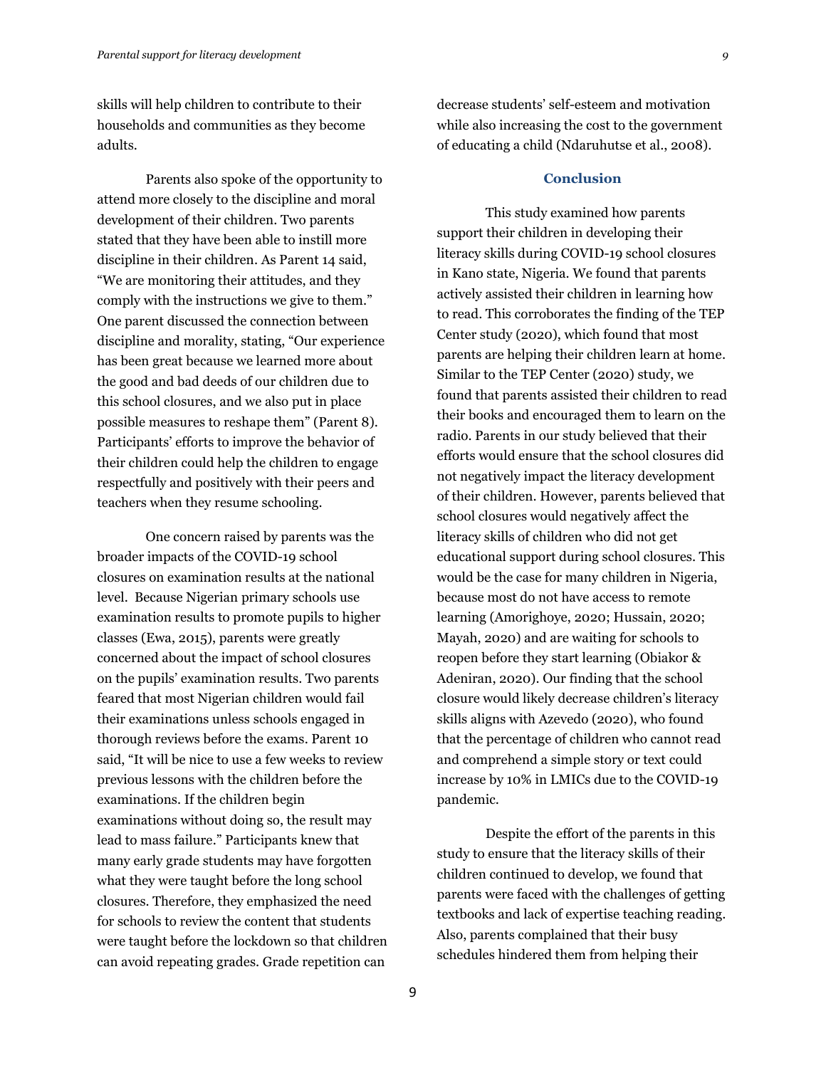skills will help children to contribute to their households and communities as they become adults.

Parents also spoke of the opportunity to attend more closely to the discipline and moral development of their children. Two parents stated that they have been able to instill more discipline in their children. As Parent 14 said, "We are monitoring their attitudes, and they comply with the instructions we give to them." One parent discussed the connection between discipline and morality, stating, "Our experience has been great because we learned more about the good and bad deeds of our children due to this school closures, and we also put in place possible measures to reshape them" (Parent 8). Participants' efforts to improve the behavior of their children could help the children to engage respectfully and positively with their peers and teachers when they resume schooling.

One concern raised by parents was the broader impacts of the COVID-19 school closures on examination results at the national level. Because Nigerian primary schools use examination results to promote pupils to higher classes (Ewa, 2015), parents were greatly concerned about the impact of school closures on the pupils' examination results. Two parents feared that most Nigerian children would fail their examinations unless schools engaged in thorough reviews before the exams. Parent 10 said, "It will be nice to use a few weeks to review previous lessons with the children before the examinations. If the children begin examinations without doing so, the result may lead to mass failure." Participants knew that many early grade students may have forgotten what they were taught before the long school closures. Therefore, they emphasized the need for schools to review the content that students were taught before the lockdown so that children can avoid repeating grades. Grade repetition can decrease students' self-esteem and motivation while also increasing the cost to the government of educating a child (Ndaruhutse et al., 2008).

## Conclusion

This study examined how parents support their children in developing their literacy skills during COVID-19 school closures in Kano state, Nigeria. We found that parents actively assisted their children in learning how to read. This corroborates the finding of the TEP Center study (2020), which found that most parents are helping their children learn at home. Similar to the TEP Center (2020) study, we found that parents assisted their children to read their books and encouraged them to learn on the radio. Parents in our study believed that their efforts would ensure that the school closures did not negatively impact the literacy development of their children. However, parents believed that school closures would negatively affect the literacy skills of children who did not get educational support during school closures. This would be the case for many children in Nigeria, because most do not have access to remote learning (Amorighoye, 2020; Hussain, 2020; Mayah, 2020) and are waiting for schools to reopen before they start learning (Obiakor & Adeniran, 2020). Our finding that the school closure would likely decrease children's literacy skills aligns with Azevedo (2020), who found that the percentage of children who cannot read and comprehend a simple story or text could increase by 10% in LMICs due to the COVID-19 pandemic.

Despite the effort of the parents in this study to ensure that the literacy skills of their children continued to develop, we found that parents were faced with the challenges of getting textbooks and lack of expertise teaching reading. Also, parents complained that their busy schedules hindered them from helping their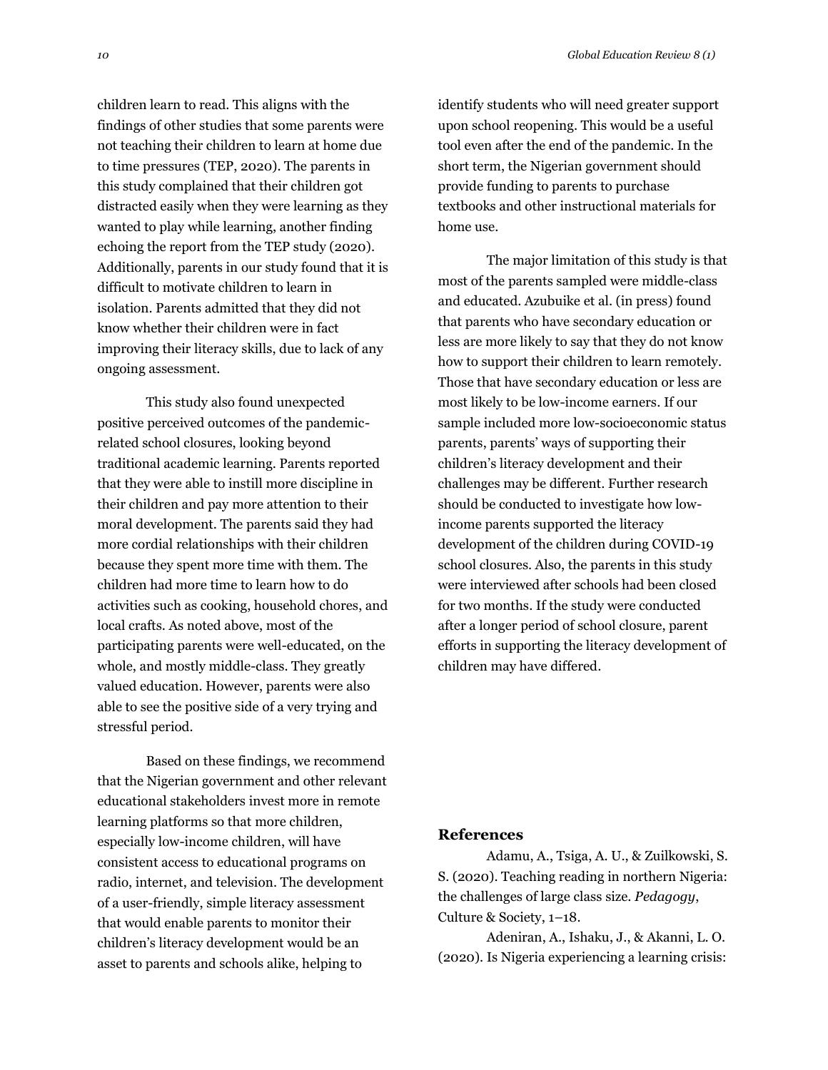children learn to read. This aligns with the findings of other studies that some parents were not teaching their children to learn at home due to time pressures (TEP, 2020). The parents in this study complained that their children got distracted easily when they were learning as they wanted to play while learning, another finding echoing the report from the TEP study (2020). Additionally, parents in our study found that it is difficult to motivate children to learn in isolation. Parents admitted that they did not know whether their children were in fact improving their literacy skills, due to lack of any ongoing assessment.

This study also found unexpected positive perceived outcomes of the pandemic-related school closures, looking beyond traditional academic learning. Parents reported that they were able to instill more discipline in their children and pay more attention to their moral development. The parents said they had more cordial relationships with their children because they spent more time with them. The children had more time to learn how to do activities such as cooking, household chores, and local crafts. As noted above, most of the participating parents were well-educated, on the whole, and mostly middle-class. They greatly valued education. However, parents were also able to see the positive side of a very trying and stressful period.

Based on these findings, we recommend that the Nigerian government and other relevant educational stakeholders invest more in remote learning platforms so that more children, especially low-income children, will have consistent access to educational programs on radio, internet, and television. The development of a user-friendly, simple literacy assessment that would enable parents to monitor their children's literacy development would be an asset to parents and schools alike, helping to identify students who will need greater support upon school reopening. This would be a useful tool even after the end of the pandemic. In the short term, the Nigerian government should provide funding to parents to purchase textbooks and other instructional materials for home use.

The major limitation of this study is that most of the parents sampled were middle-class and educated. Azubuike et al. (in press) found that parents who have secondary education or less are more likely to say that they do not know how to support their children to learn remotely. Those that have secondary education or less are most likely to be low-income earners. If our sample included more low-socioeconomic status parents, parents' ways of supporting their children's literacy development and their challenges may be different. Further research should be conducted to investigate how low-income parents supported the literacy development of the children during COVID-19 school closures. Also, the parents in this study were interviewed after schools had been closed for two months. If the study were conducted after a longer period of school closure, parent efforts in supporting the literacy development of children may have differed.

## References

Adamu, A., Tsiga, A. U., & Zuilkowski, S. S. (2020). Teaching reading in northern Nigeria: the challenges of large class size. *Pedagogy*, Culture & Society, 1–18.

Adeniran, A., Ishaku, J., & Akanni, L. O. (2020). Is Nigeria experiencing a learning crisis: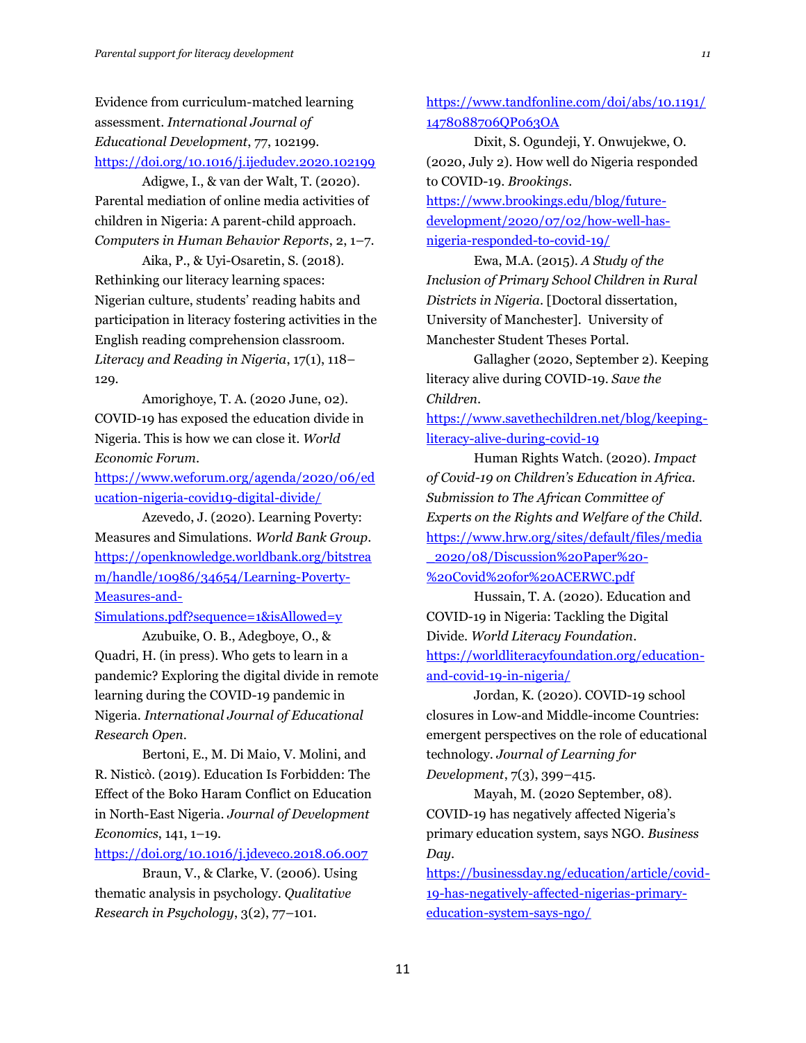Evidence from curriculum-matched learning assessment. *International Journal of Educational Development*, 77, 102199. https://doi.org/10.1016/j.ijedudev.2020.102199

Adigwe, I., & van der Walt, T. (2020). Parental mediation of online media activities of children in Nigeria: A parent-child approach. *Computers in Human Behavior Reports*, 2, 1–7.

Aika, P., & Uyi-Osaretin, S. (2018). Rethinking our literacy learning spaces: Nigerian culture, students' reading habits and participation in literacy fostering activities in the English reading comprehension classroom. *Literacy and Reading in Nigeria*, 17(1), 118–129.

Amorighoye, T. A. (2020 June, 02). COVID-19 has exposed the education divide in Nigeria. This is how we can close it. *World Economic Forum*. https://www.weforum.org/agenda/2020/06/education-nigeria-covid19-digital-divide/

Azevedo, J. (2020). Learning Poverty: Measures and Simulations. *World Bank Group*. https://openknowledge.worldbank.org/bitstream/handle/10986/34654/Learning-Poverty-Measures-and-Simulations.pdf?sequence=1&isAllowed=y

Azubuike, O. B., Adegboye, O., & Quadri, H. (in press). Who gets to learn in a pandemic? Exploring the digital divide in remote learning during the COVID-19 pandemic in Nigeria. *International Journal of Educational Research Open*.

Bertoni, E., M. Di Maio, V. Molini, and R. Nisticò. (2019). Education Is Forbidden: The Effect of the Boko Haram Conflict on Education in North-East Nigeria. *Journal of Development Economics*, 141, 1–19. https://doi.org/10.1016/j.jdeveco.2018.06.007

Braun, V., & Clarke, V. (2006). Using thematic analysis in psychology. *Qualitative Research in Psychology*, 3(2), 77–101. https://www.tandfonline.com/doi/abs/10.1191/1478088706QP063OA

Dixit, S. Ogundeji, Y. Onwujekwe, O. (2020, July 2). How well do Nigeria responded to COVID-19. *Brookings*. https://www.brookings.edu/blog/future-development/2020/07/02/how-well-has-nigeria-responded-to-covid-19/

Ewa, M.A. (2015). *A Study of the Inclusion of Primary School Children in Rural Districts in Nigeria*. [Doctoral dissertation, University of Manchester]. University of Manchester Student Theses Portal.

Gallagher (2020, September 2). Keeping literacy alive during COVID-19. *Save the Children*. https://www.savethechildren.net/blog/keeping-literacy-alive-during-covid-19

Human Rights Watch. (2020). *Impact of Covid-19 on Children's Education in Africa. Submission to The African Committee of Experts on the Rights and Welfare of the Child*. https://www.hrw.org/sites/default/files/media_2020/08/Discussion%20Paper%20-%20Covid%20for%20ACERWC.pdf

Hussain, T. A. (2020). Education and COVID-19 in Nigeria: Tackling the Digital Divide. *World Literacy Foundation*. https://worldliteracyfoundation.org/education-and-covid-19-in-nigeria/

Jordan, K. (2020). COVID-19 school closures in Low-and Middle-income Countries: emergent perspectives on the role of educational technology. *Journal of Learning for Development*, 7(3), 399–415.

Mayah, M. (2020 September, 08). COVID-19 has negatively affected Nigeria's primary education system, says NGO. *Business Day*. https://businessday.ng/education/article/covid-19-has-negatively-affected-nigerias-primary-education-system-says-ngo/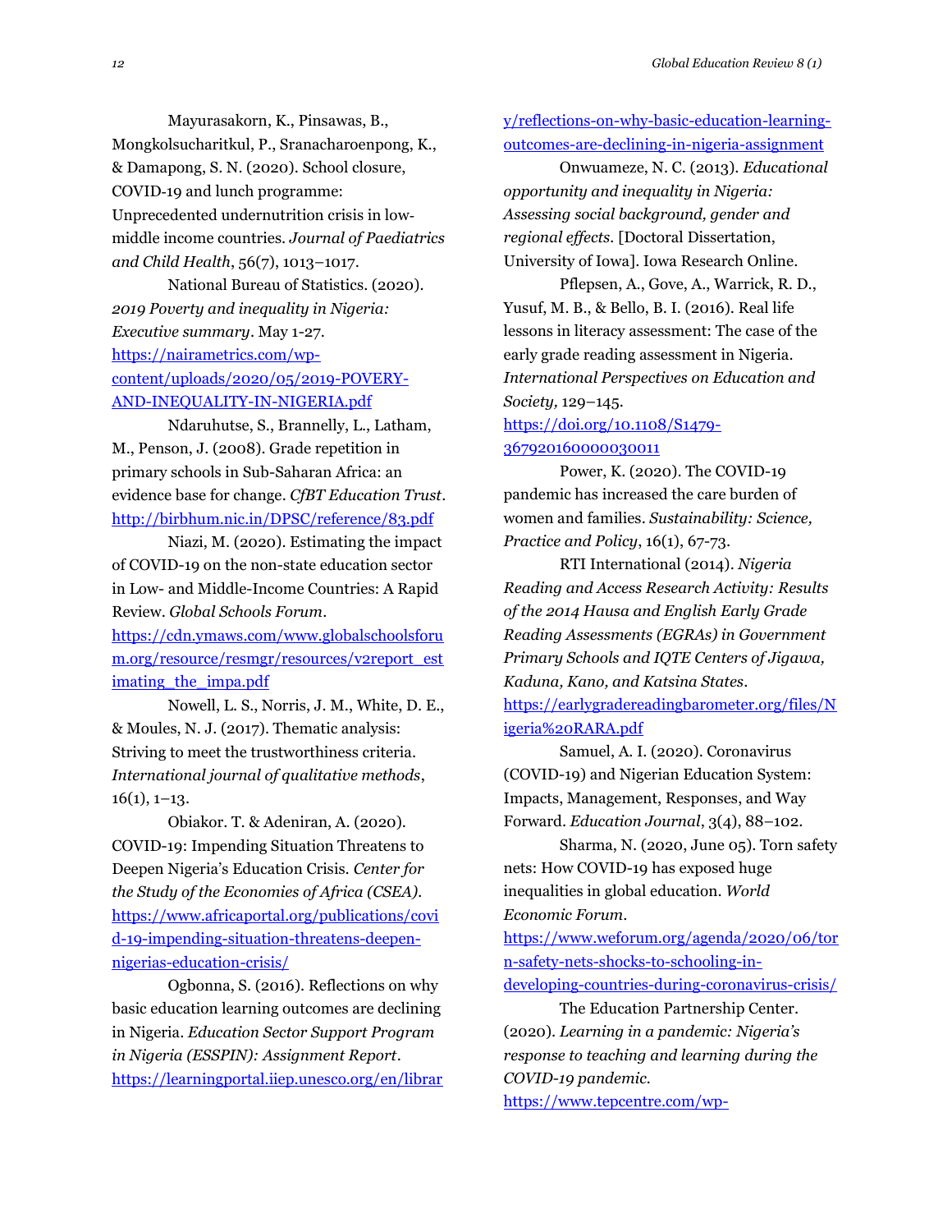Mayurasakorn, K., Pinsawas, B., Mongkolsucharitkul, P., Sranacharoenpong, K., & Damapong, S. N. (2020). School closure, COVID-19 and lunch programme: Unprecedented undernutrition crisis in low-middle income countries. *Journal of Paediatrics and Child Health*, 56(7), 1013–1017.

National Bureau of Statistics. (2020). *2019 Poverty and inequality in Nigeria: Executive summary*. May 1-27. https://nairametrics.com/wp-content/uploads/2020/05/2019-POVERY-AND-INEQUALITY-IN-NIGERIA.pdf

Ndaruhutse, S., Brannelly, L., Latham, M., Penson, J. (2008). Grade repetition in primary schools in Sub-Saharan Africa: an evidence base for change. *CfBT Education Trust*. http://birbhum.nic.in/DPSC/reference/83.pdf

Niazi, M. (2020). Estimating the impact of COVID-19 on the non-state education sector in Low- and Middle-Income Countries: A Rapid Review. *Global Schools Forum*. https://cdn.ymaws.com/www.globalschoolsforum.org/resource/resmgr/resources/v2report_estimating_the_impa.pdf

Nowell, L. S., Norris, J. M., White, D. E., & Moules, N. J. (2017). Thematic analysis: Striving to meet the trustworthiness criteria. *International journal of qualitative methods*, 16(1), 1–13.

Obiakor. T. & Adeniran, A. (2020). COVID-19: Impending Situation Threatens to Deepen Nigeria's Education Crisis. *Center for the Study of the Economies of Africa (CSEA).* https://www.africaportal.org/publications/covid-19-impending-situation-threatens-deepen-nigerias-education-crisis/

Ogbonna, S. (2016). Reflections on why basic education learning outcomes are declining in Nigeria. *Education Sector Support Program in Nigeria (ESSPIN): Assignment Report*. https://learningportal.iiep.unesco.org/en/library/reflections-on-why-basic-education-learning-outcomes-are-declining-in-nigeria-assignment

Onwuameze, N. C. (2013). *Educational opportunity and inequality in Nigeria: Assessing social background, gender and regional effects*. [Doctoral Dissertation, University of Iowa]. Iowa Research Online.

Pflepsen, A., Gove, A., Warrick, R. D., Yusuf, M. B., & Bello, B. I. (2016). Real life lessons in literacy assessment: The case of the early grade reading assessment in Nigeria. *International Perspectives on Education and Society,* 129–145. https://doi.org/10.1108/S1479-367920160000030011

Power, K. (2020). The COVID-19 pandemic has increased the care burden of women and families. *Sustainability: Science, Practice and Policy*, 16(1), 67-73.

RTI International (2014). *Nigeria Reading and Access Research Activity: Results of the 2014 Hausa and English Early Grade Reading Assessments (EGRAs) in Government Primary Schools and IQTE Centers of Jigawa, Kaduna, Kano, and Katsina States*. https://earlygradereadingbarometer.org/files/Nigeria%20RARA.pdf

Samuel, A. I. (2020). Coronavirus (COVID-19) and Nigerian Education System: Impacts, Management, Responses, and Way Forward. *Education Journal*, 3(4), 88–102.

Sharma, N. (2020, June 05). Torn safety nets: How COVID-19 has exposed huge inequalities in global education. *World Economic Forum*. https://www.weforum.org/agenda/2020/06/torn-safety-nets-shocks-to-schooling-in-developing-countries-during-coronavirus-crisis/

The Education Partnership Center. (2020). *Learning in a pandemic: Nigeria's response to teaching and learning during the COVID-19 pandemic.* https://www.tepcentre.com/wp-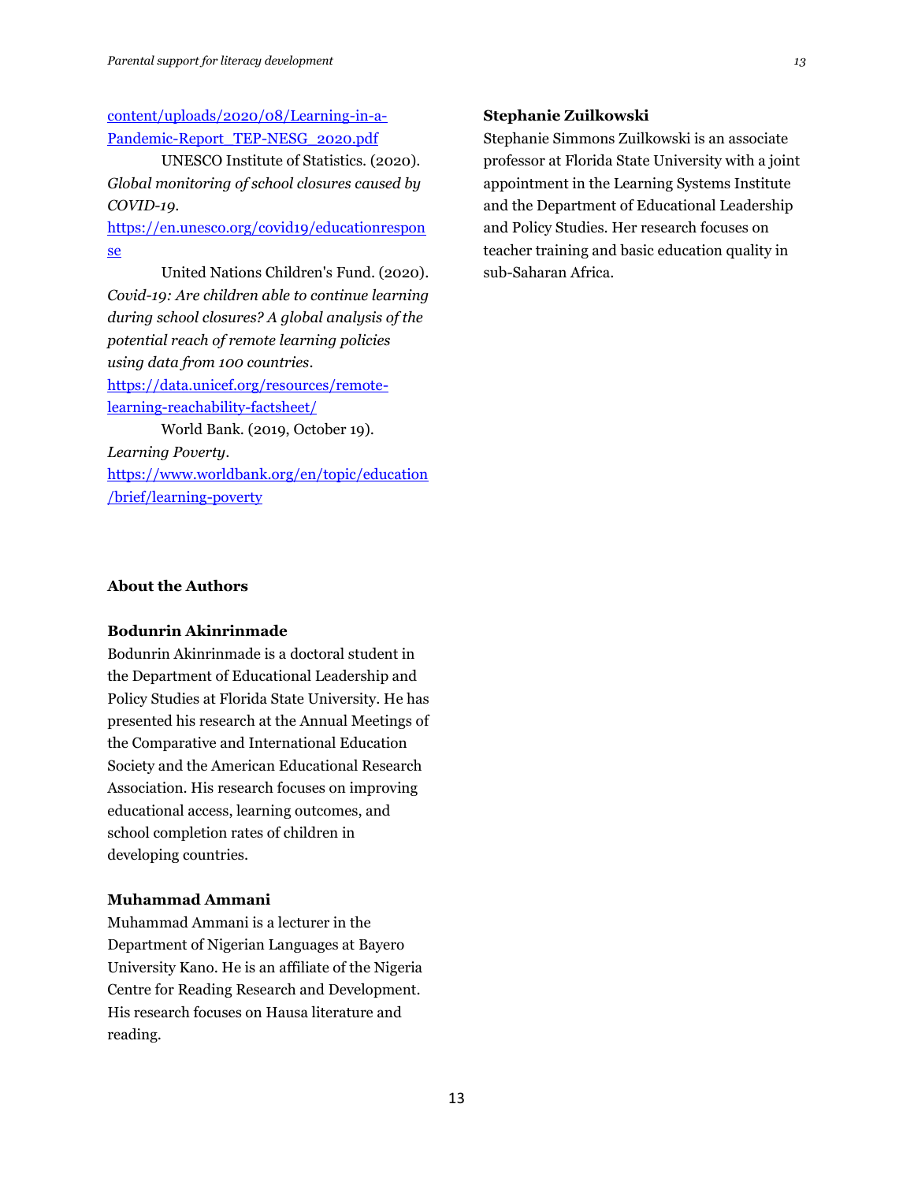content/uploads/2020/08/Learning-in-a-Pandemic-Report_TEP-NESG_2020.pdf

UNESCO Institute of Statistics. (2020). *Global monitoring of school closures caused by COVID-19*. https://en.unesco.org/covid19/educationresponse

United Nations Children's Fund. (2020). *Covid-19: Are children able to continue learning during school closures? A global analysis of the potential reach of remote learning policies using data from 100 countries*. https://data.unicef.org/resources/remote-learning-reachability-factsheet/

World Bank. (2019, October 19). *Learning Poverty*. https://www.worldbank.org/en/topic/education/brief/learning-poverty

## About the Authors

**Bodunrin Akinrinmade**

Bodunrin Akinrinmade is a doctoral student in the Department of Educational Leadership and Policy Studies at Florida State University. He has presented his research at the Annual Meetings of the Comparative and International Education Society and the American Educational Research Association. His research focuses on improving educational access, learning outcomes, and school completion rates of children in developing countries.

**Muhammad Ammani**

Muhammad Ammani is a lecturer in the Department of Nigerian Languages at Bayero University Kano. He is an affiliate of the Nigeria Centre for Reading Research and Development. His research focuses on Hausa literature and reading.

**Stephanie Zuilkowski**

Stephanie Simmons Zuilkowski is an associate professor at Florida State University with a joint appointment in the Learning Systems Institute and the Department of Educational Leadership and Policy Studies. Her research focuses on teacher training and basic education quality in sub-Saharan Africa.